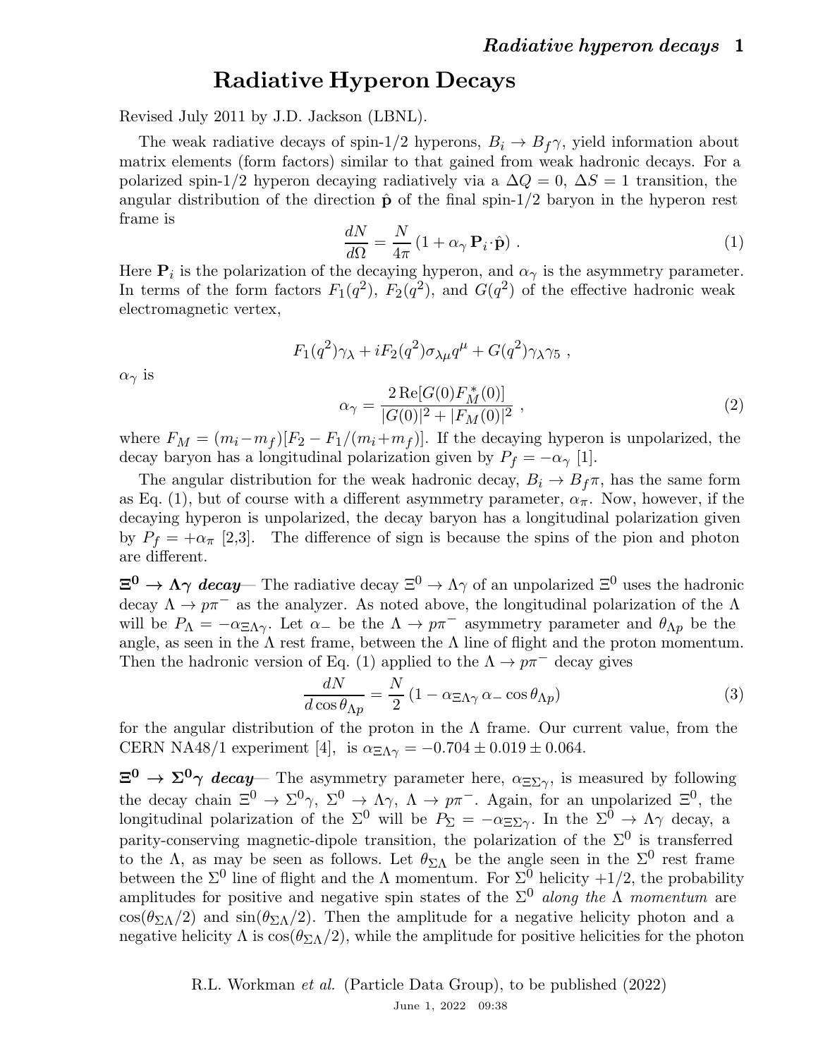# Radiative Hyperon Decays

Revised July 2011 by J.D. Jackson (LBNL).

The weak radiative decays of spin-1/2 hyperons, $B_i \to B_f \gamma$, yield information about matrix elements (form factors) similar to that gained from weak hadronic decays. For a polarized spin-1/2 hyperon decaying radiatively via a $\Delta Q = 0$, $\Delta S = 1$ transition, the angular distribution of the direction $\hat{\mathbf{p}}$ of the final spin-1/2 baryon in the hyperon rest frame is

$$\frac{dN}{d\Omega} = \frac{N}{4\pi}\left(1 + \alpha_\gamma\, \mathbf{P}_i \cdot \hat{\mathbf{p}}\right) . \tag{1}$$

Here $\mathbf{P}_i$ is the polarization of the decaying hyperon, and $\alpha_\gamma$ is the asymmetry parameter. In terms of the form factors $F_1(q^2)$, $F_2(q^2)$, and $G(q^2)$ of the effective hadronic weak electromagnetic vertex,

$$F_1(q^2)\gamma_\lambda + iF_2(q^2)\sigma_{\lambda\mu}q^\mu + G(q^2)\gamma_\lambda\gamma_5 \ ,$$

$\alpha_\gamma$ is

$$\alpha_\gamma = \frac{2\,\mathrm{Re}[G(0)F_M^*(0)]}{|G(0)|^2 + |F_M(0)|^2} \ , \tag{2}$$

where $F_M = (m_i - m_f)[F_2 - F_1/(m_i + m_f)]$. If the decaying hyperon is unpolarized, the decay baryon has a longitudinal polarization given by $P_f = -\alpha_\gamma$ [1].

The angular distribution for the weak hadronic decay, $B_i \to B_f \pi$, has the same form as Eq. (1), but of course with a different asymmetry parameter, $\alpha_\pi$. Now, however, if the decaying hyperon is unpolarized, the decay baryon has a longitudinal polarization given by $P_f = +\alpha_\pi$ [2,3]. The difference of sign is because the spins of the pion and photon are different.

**$\Xi^0 \to \Lambda\gamma$ *decay***— The radiative decay $\Xi^0 \to \Lambda\gamma$ of an unpolarized $\Xi^0$ uses the hadronic decay $\Lambda \to p\pi^-$ as the analyzer. As noted above, the longitudinal polarization of the $\Lambda$ will be $P_\Lambda = -\alpha_{\Xi\Lambda\gamma}$. Let $\alpha_-$ be the $\Lambda \to p\pi^-$ asymmetry parameter and $\theta_{\Lambda p}$ be the angle, as seen in the $\Lambda$ rest frame, between the $\Lambda$ line of flight and the proton momentum. Then the hadronic version of Eq. (1) applied to the $\Lambda \to p\pi^-$ decay gives

$$\frac{dN}{d\cos\theta_{\Lambda p}} = \frac{N}{2}\left(1 - \alpha_{\Xi\Lambda\gamma}\,\alpha_-\cos\theta_{\Lambda p}\right) \tag{3}$$

for the angular distribution of the proton in the $\Lambda$ frame. Our current value, from the CERN NA48/1 experiment [4], is $\alpha_{\Xi\Lambda\gamma} = -0.704 \pm 0.019 \pm 0.064$.

**$\Xi^0 \to \Sigma^0\gamma$ *decay***— The asymmetry parameter here, $\alpha_{\Xi\Sigma\gamma}$, is measured by following the decay chain $\Xi^0 \to \Sigma^0\gamma$, $\Sigma^0 \to \Lambda\gamma$, $\Lambda \to p\pi^-$. Again, for an unpolarized $\Xi^0$, the longitudinal polarization of the $\Sigma^0$ will be $P_\Sigma = -\alpha_{\Xi\Sigma\gamma}$. In the $\Sigma^0 \to \Lambda\gamma$ decay, a parity-conserving magnetic-dipole transition, the polarization of the $\Sigma^0$ is transferred to the $\Lambda$, as may be seen as follows. Let $\theta_{\Sigma\Lambda}$ be the angle seen in the $\Sigma^0$ rest frame between the $\Sigma^0$ line of flight and the $\Lambda$ momentum. For $\Sigma^0$ helicity $+1/2$, the probability amplitudes for positive and negative spin states of the $\Sigma^0$ *along the $\Lambda$ momentum* are $\cos(\theta_{\Sigma\Lambda}/2)$ and $\sin(\theta_{\Sigma\Lambda}/2)$. Then the amplitude for a negative helicity photon and a negative helicity $\Lambda$ is $\cos(\theta_{\Sigma\Lambda}/2)$, while the amplitude for positive helicities for the photon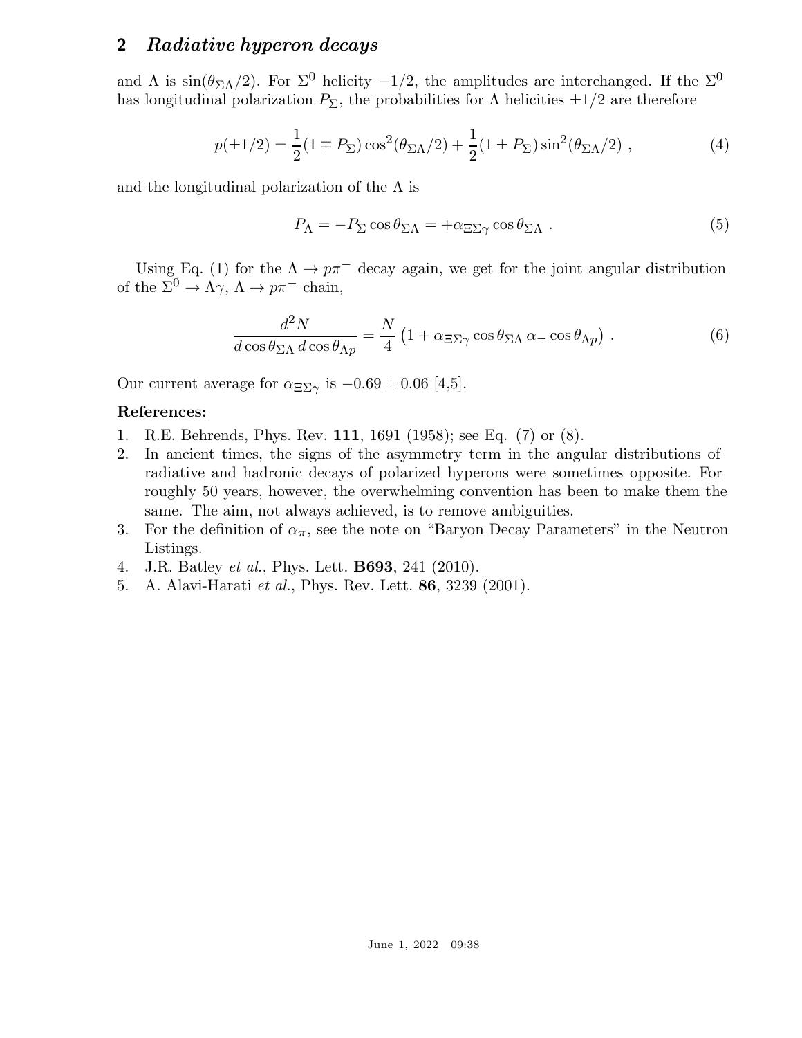and Λ is $\sin(\theta_{\Sigma\Lambda}/2)$. For $\Sigma^0$ helicity $-1/2$, the amplitudes are interchanged. If the $\Sigma^0$ has longitudinal polarization $P_\Sigma$, the probabilities for Λ helicities $\pm 1/2$ are therefore

$$p(\pm 1/2) = \frac{1}{2}(1 \mp P_\Sigma)\cos^2(\theta_{\Sigma\Lambda}/2) + \frac{1}{2}(1 \pm P_\Sigma)\sin^2(\theta_{\Sigma\Lambda}/2)\ , \tag{4}$$

and the longitudinal polarization of the Λ is

$$P_\Lambda = -P_\Sigma \cos\theta_{\Sigma\Lambda} = +\alpha_{\Xi\Sigma\gamma}\cos\theta_{\Sigma\Lambda}\ . \tag{5}$$

Using Eq. (1) for the $\Lambda \to p\pi^-$ decay again, we get for the joint angular distribution of the $\Sigma^0 \to \Lambda\gamma$, $\Lambda \to p\pi^-$ chain,

$$\frac{d^2N}{d\cos\theta_{\Sigma\Lambda}\, d\cos\theta_{\Lambda p}} = \frac{N}{4}\left(1 + \alpha_{\Xi\Sigma\gamma}\cos\theta_{\Sigma\Lambda}\, \alpha_-\cos\theta_{\Lambda p}\right)\ . \tag{6}$$

Our current average for $\alpha_{\Xi\Sigma\gamma}$ is $-0.69 \pm 0.06$ [4,5].

**References:**

1. R.E. Behrends, Phys. Rev. **111**, 1691 (1958); see Eq. (7) or (8).
2. In ancient times, the signs of the asymmetry term in the angular distributions of radiative and hadronic decays of polarized hyperons were sometimes opposite. For roughly 50 years, however, the overwhelming convention has been to make them the same. The aim, not always achieved, is to remove ambiguities.
3. For the definition of $\alpha_\pi$, see the note on "Baryon Decay Parameters" in the Neutron Listings.
4. J.R. Batley *et al.*, Phys. Lett. **B693**, 241 (2010).
5. A. Alavi-Harati *et al.*, Phys. Rev. Lett. **86**, 3239 (2001).